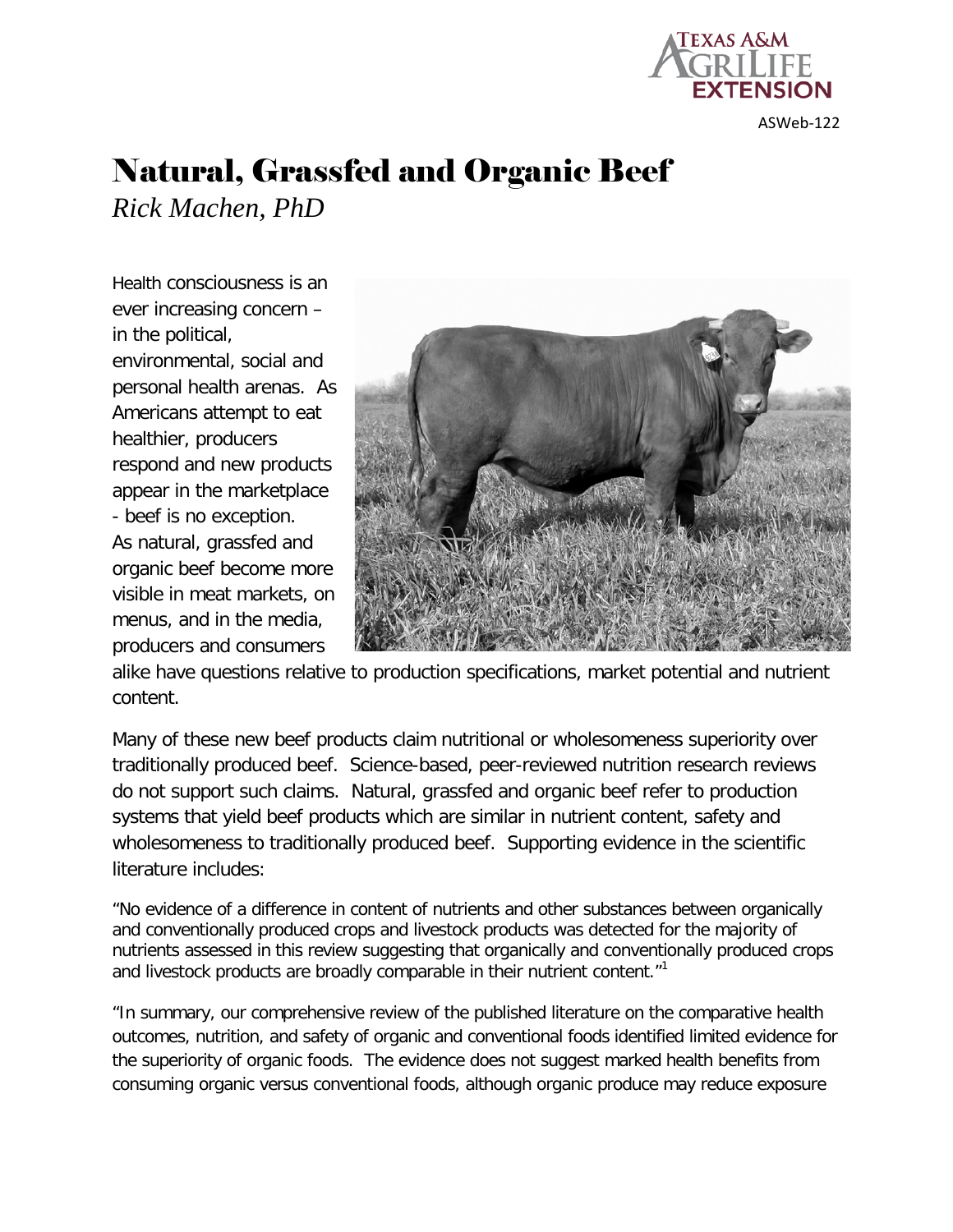ASWeb-122

# Natural, Grassfed and Organic Beef

*Rick Machen, PhD*

Health consciousness is an ever increasing concern – in the political, environmental, social and personal health arenas. As Americans attempt to eat healthier, producers respond and new products appear in the marketplace - beef is no exception. As natural, grassfed and organic beef become more visible in meat markets, on menus, and in the media, producers and consumers alike have questions relative to production specifications, market potential and nutrient content.

Many of these new beef products claim nutritional or wholesomeness superiority over traditionally produced beef. Science-based, peer-reviewed nutrition research reviews do not support such claims. Natural, grassfed and organic beef refer to production systems that yield beef products which are similar in nutrient content, safety and wholesomeness to traditionally produced beef. Supporting evidence in the scientific literature includes:

"No evidence of a difference in content of nutrients and other substances between organically and conventionally produced crops and livestock products was detected for the majority of nutrients assessed in this review suggesting that organically and conventionally produced crops and livestock products are broadly comparable in their nutrient content."[1]

"In summary, our comprehensive review of the published literature on the comparative health outcomes, nutrition, and safety of organic and conventional foods identified limited evidence for the superiority of organic foods. The evidence does not suggest marked health benefits from consuming organic versus conventional foods, although organic produce may reduce exposure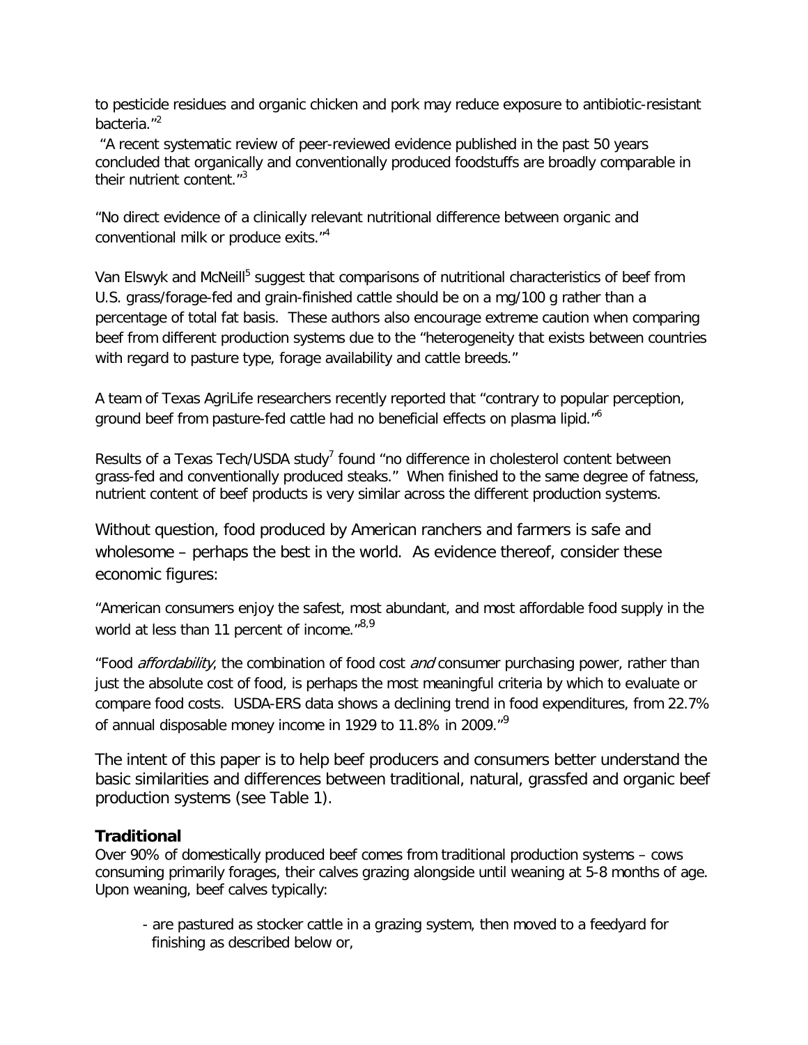to pesticide residues and organic chicken and pork may reduce exposure to antibiotic-resistant bacteria."[2]

"A recent systematic review of peer-reviewed evidence published in the past 50 years concluded that organically and conventionally produced foodstuffs are broadly comparable in their nutrient content."[3]

"No direct evidence of a clinically relevant nutritional difference between organic and conventional milk or produce exits."[4]

Van Elswyk and McNeill[5] suggest that comparisons of nutritional characteristics of beef from U.S. grass/forage-fed and grain-finished cattle should be on a mg/100 g rather than a percentage of total fat basis. These authors also encourage extreme caution when comparing beef from different production systems due to the "heterogeneity that exists between countries with regard to pasture type, forage availability and cattle breeds."

A team of Texas AgriLife researchers recently reported that "contrary to popular perception, ground beef from pasture-fed cattle had no beneficial effects on plasma lipid."[6]

Results of a Texas Tech/USDA study[7] found "no difference in cholesterol content between grass-fed and conventionally produced steaks." When finished to the same degree of fatness, nutrient content of beef products is very similar across the different production systems.

Without question, food produced by American ranchers and farmers is safe and wholesome – perhaps the best in the world. As evidence thereof, consider these economic figures:

"American consumers enjoy the safest, most abundant, and most affordable food supply in the world at less than 11 percent of income."[8,9]

"Food *affordability*, the combination of food cost *and* consumer purchasing power, rather than just the absolute cost of food, is perhaps the most meaningful criteria by which to evaluate or compare food costs. USDA-ERS data shows a declining trend in food expenditures, from 22.7% of annual disposable money income in 1929 to 11.8% in 2009."[9]

The intent of this paper is to help beef producers and consumers better understand the basic similarities and differences between traditional, natural, grassfed and organic beef production systems (see Table 1).

## Traditional

Over 90% of domestically produced beef comes from traditional production systems – cows consuming primarily forages, their calves grazing alongside until weaning at 5-8 months of age. Upon weaning, beef calves typically:

- are pastured as stocker cattle in a grazing system, then moved to a feedyard for finishing as described below or,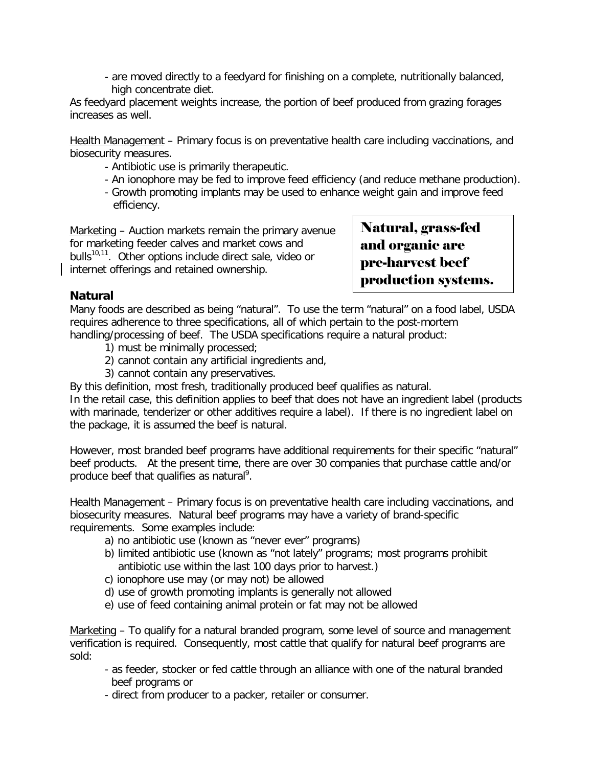- are moved directly to a feedyard for finishing on a complete, nutritionally balanced, high concentrate diet.

As feedyard placement weights increase, the portion of beef produced from grazing forages increases as well.

Health Management – Primary focus is on preventative health care including vaccinations, and biosecurity measures.

- Antibiotic use is primarily therapeutic.
- An ionophore may be fed to improve feed efficiency (and reduce methane production).
- Growth promoting implants may be used to enhance weight gain and improve feed efficiency.

Marketing – Auction markets remain the primary avenue for marketing feeder calves and market cows and bulls[10,11]. Other options include direct sale, video or internet offerings and retained ownership.

**Natural, grass-fed and organic are pre-harvest beef production systems.**

## Natural

Many foods are described as being "natural". To use the term "natural" on a food label, USDA requires adherence to three specifications, all of which pertain to the post-mortem handling/processing of beef. The USDA specifications require a natural product:

1) must be minimally processed;
2) cannot contain any artificial ingredients and,
3) cannot contain any preservatives.

By this definition, most fresh, traditionally produced beef qualifies as natural.
In the retail case, this definition applies to beef that does not have an ingredient label (products with marinade, tenderizer or other additives require a label). If there is no ingredient label on the package, it is assumed the beef is natural.

However, most branded beef programs have additional requirements for their specific "natural" beef products. At the present time, there are over 30 companies that purchase cattle and/or produce beef that qualifies as natural[9].

Health Management – Primary focus is on preventative health care including vaccinations, and biosecurity measures. Natural beef programs may have a variety of brand-specific requirements. Some examples include:

a) no antibiotic use (known as "never ever" programs)
b) limited antibiotic use (known as "not lately" programs; most programs prohibit antibiotic use within the last 100 days prior to harvest.)
c) ionophore use may (or may not) be allowed
d) use of growth promoting implants is generally not allowed
e) use of feed containing animal protein or fat may not be allowed

Marketing – To qualify for a natural branded program, some level of source and management verification is required. Consequently, most cattle that qualify for natural beef programs are sold:

- as feeder, stocker or fed cattle through an alliance with one of the natural branded beef programs or
- direct from producer to a packer, retailer or consumer.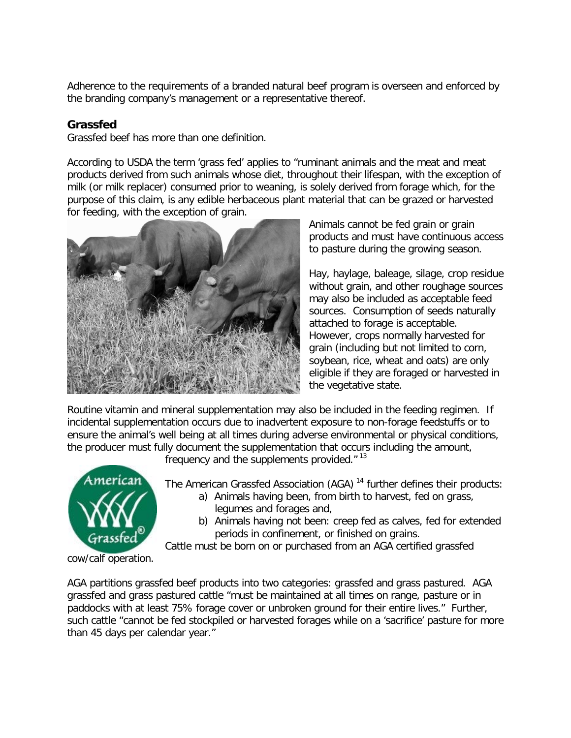Adherence to the requirements of a branded natural beef program is overseen and enforced by the branding company's management or a representative thereof.

### Grassfed

Grassfed beef has more than one definition.

According to USDA the term 'grass fed' applies to "ruminant animals and the meat and meat products derived from such animals whose diet, throughout their lifespan, with the exception of milk (or milk replacer) consumed prior to weaning, is solely derived from forage which, for the purpose of this claim, is any edible herbaceous plant material that can be grazed or harvested for feeding, with the exception of grain.

Animals cannot be fed grain or grain products and must have continuous access to pasture during the growing season.

Hay, haylage, baleage, silage, crop residue without grain, and other roughage sources may also be included as acceptable feed sources. Consumption of seeds naturally attached to forage is acceptable. However, crops normally harvested for grain (including but not limited to corn, soybean, rice, wheat and oats) are only eligible if they are foraged or harvested in the vegetative state.

Routine vitamin and mineral supplementation may also be included in the feeding regimen. If incidental supplementation occurs due to inadvertent exposure to non-forage feedstuffs or to ensure the animal's well being at all times during adverse environmental or physical conditions, the producer must fully document the supplementation that occurs including the amount, frequency and the supplements provided."[13]

The American Grassfed Association (AGA) [14] further defines their products:

a) Animals having been, from birth to harvest, fed on grass, legumes and forages and,
b) Animals having not been: creep fed as calves, fed for extended periods in confinement, or finished on grains.

Cattle must be born on or purchased from an AGA certified grassfed cow/calf operation.

AGA partitions grassfed beef products into two categories: grassfed and grass pastured. AGA grassfed and grass pastured cattle "must be maintained at all times on range, pasture or in paddocks with at least 75% forage cover or unbroken ground for their entire lives." Further, such cattle "cannot be fed stockpiled or harvested forages while on a 'sacrifice' pasture for more than 45 days per calendar year."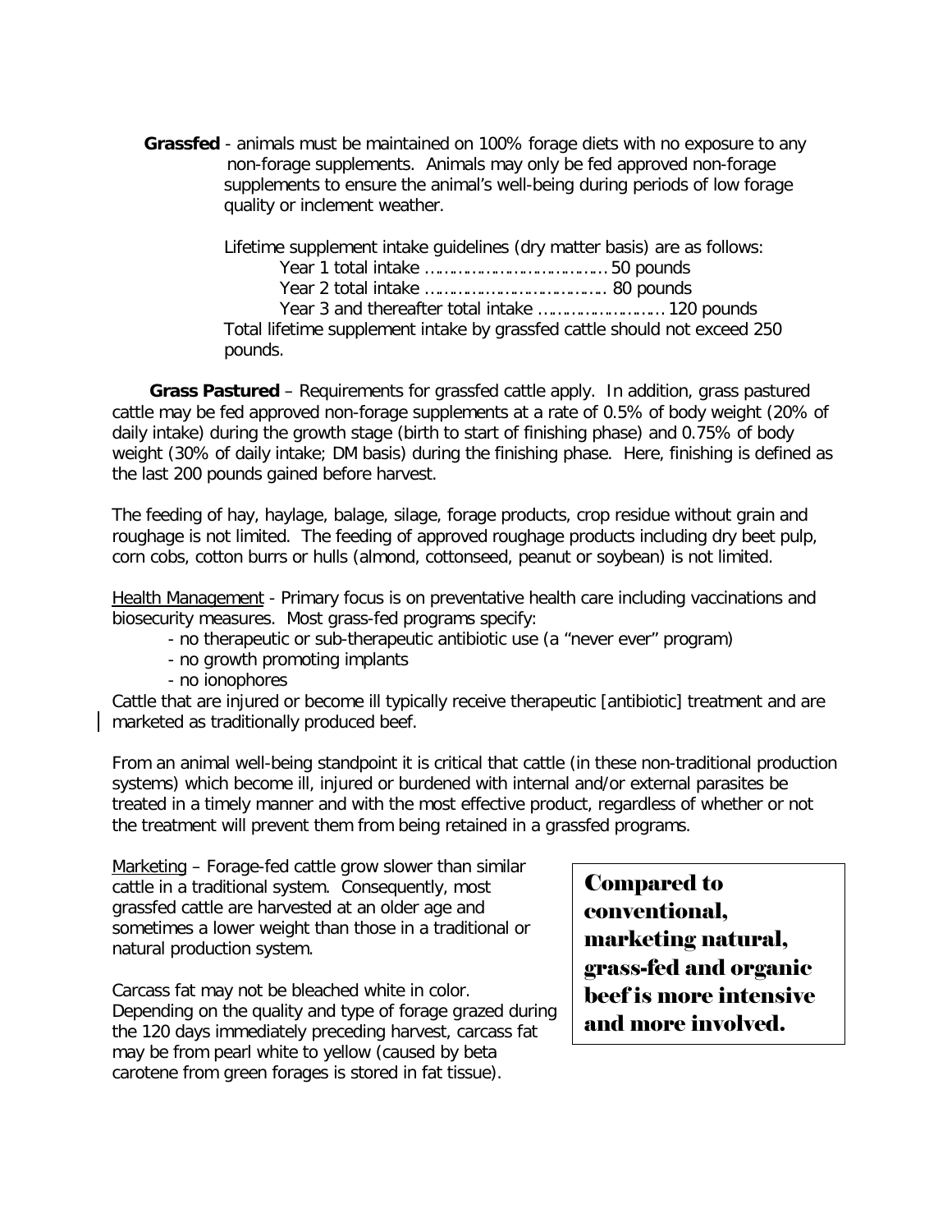**Grassfed** - animals must be maintained on 100% forage diets with no exposure to any non-forage supplements. Animals may only be fed approved non-forage supplements to ensure the animal's well-being during periods of low forage quality or inclement weather.

Lifetime supplement intake guidelines (dry matter basis) are as follows:

Year 1 total intake ……………………………………50 pounds
Year 2 total intake …………………………………… 80 pounds
Year 3 and thereafter total intake ………………………120 pounds

Total lifetime supplement intake by grassfed cattle should not exceed 250 pounds.

**Grass Pastured** – Requirements for grassfed cattle apply. In addition, grass pastured cattle may be fed approved non-forage supplements at a rate of 0.5% of body weight (20% of daily intake) during the growth stage (birth to start of finishing phase) and 0.75% of body weight (30% of daily intake; DM basis) during the finishing phase. Here, finishing is defined as the last 200 pounds gained before harvest.

The feeding of hay, haylage, balage, silage, forage products, crop residue without grain and roughage is not limited. The feeding of approved roughage products including dry beet pulp, corn cobs, cotton burrs or hulls (almond, cottonseed, peanut or soybean) is not limited.

Health Management - Primary focus is on preventative health care including vaccinations and biosecurity measures. Most grass-fed programs specify:

- no therapeutic or sub-therapeutic antibiotic use (a "never ever" program)
- no growth promoting implants
- no ionophores

Cattle that are injured or become ill typically receive therapeutic [antibiotic] treatment and are marketed as traditionally produced beef.

From an animal well-being standpoint it is critical that cattle (in these non-traditional production systems) which become ill, injured or burdened with internal and/or external parasites be treated in a timely manner and with the most effective product, regardless of whether or not the treatment will prevent them from being retained in a grassfed programs.

Marketing – Forage-fed cattle grow slower than similar cattle in a traditional system. Consequently, most grassfed cattle are harvested at an older age and sometimes a lower weight than those in a traditional or natural production system.

Carcass fat may not be bleached white in color. Depending on the quality and type of forage grazed during the 120 days immediately preceding harvest, carcass fat may be from pearl white to yellow (caused by beta carotene from green forages is stored in fat tissue).

**Compared to conventional, marketing natural, grass-fed and organic beef is more intensive and more involved.**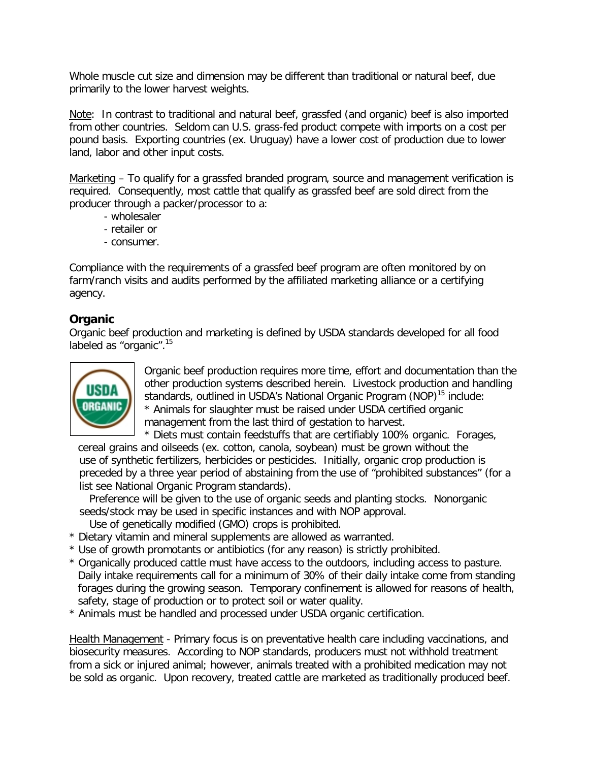Whole muscle cut size and dimension may be different than traditional or natural beef, due primarily to the lower harvest weights.

Note: In contrast to traditional and natural beef, grassfed (and organic) beef is also imported from other countries. Seldom can U.S. grass-fed product compete with imports on a cost per pound basis. Exporting countries (ex. Uruguay) have a lower cost of production due to lower land, labor and other input costs.

Marketing – To qualify for a grassfed branded program, source and management verification is required. Consequently, most cattle that qualify as grassfed beef are sold direct from the producer through a packer/processor to a:

- wholesaler
- retailer or
- consumer.

Compliance with the requirements of a grassfed beef program are often monitored by on farm/ranch visits and audits performed by the affiliated marketing alliance or a certifying agency.

### Organic

Organic beef production and marketing is defined by USDA standards developed for all food labeled as "organic".[15]

Organic beef production requires more time, effort and documentation than the other production systems described herein. Livestock production and handling standards, outlined in USDA's National Organic Program (NOP)[15] include:

* Animals for slaughter must be raised under USDA certified organic management from the last third of gestation to harvest.
* Diets must contain feedstuffs that are certifiably 100% organic. Forages, cereal grains and oilseeds (ex. cotton, canola, soybean) must be grown without the use of synthetic fertilizers, herbicides or pesticides. Initially, organic crop production is preceded by a three year period of abstaining from the use of "prohibited substances" (for a list see National Organic Program standards).

  Preference will be given to the use of organic seeds and planting stocks. Nonorganic seeds/stock may be used in specific instances and with NOP approval.

  Use of genetically modified (GMO) crops is prohibited.
* Dietary vitamin and mineral supplements are allowed as warranted.
* Use of growth promotants or antibiotics (for any reason) is strictly prohibited.
* Organically produced cattle must have access to the outdoors, including access to pasture. Daily intake requirements call for a minimum of 30% of their daily intake come from standing forages during the growing season. Temporary confinement is allowed for reasons of health, safety, stage of production or to protect soil or water quality.
* Animals must be handled and processed under USDA organic certification.

Health Management - Primary focus is on preventative health care including vaccinations, and biosecurity measures. According to NOP standards, producers must not withhold treatment from a sick or injured animal; however, animals treated with a prohibited medication may not be sold as organic. Upon recovery, treated cattle are marketed as traditionally produced beef.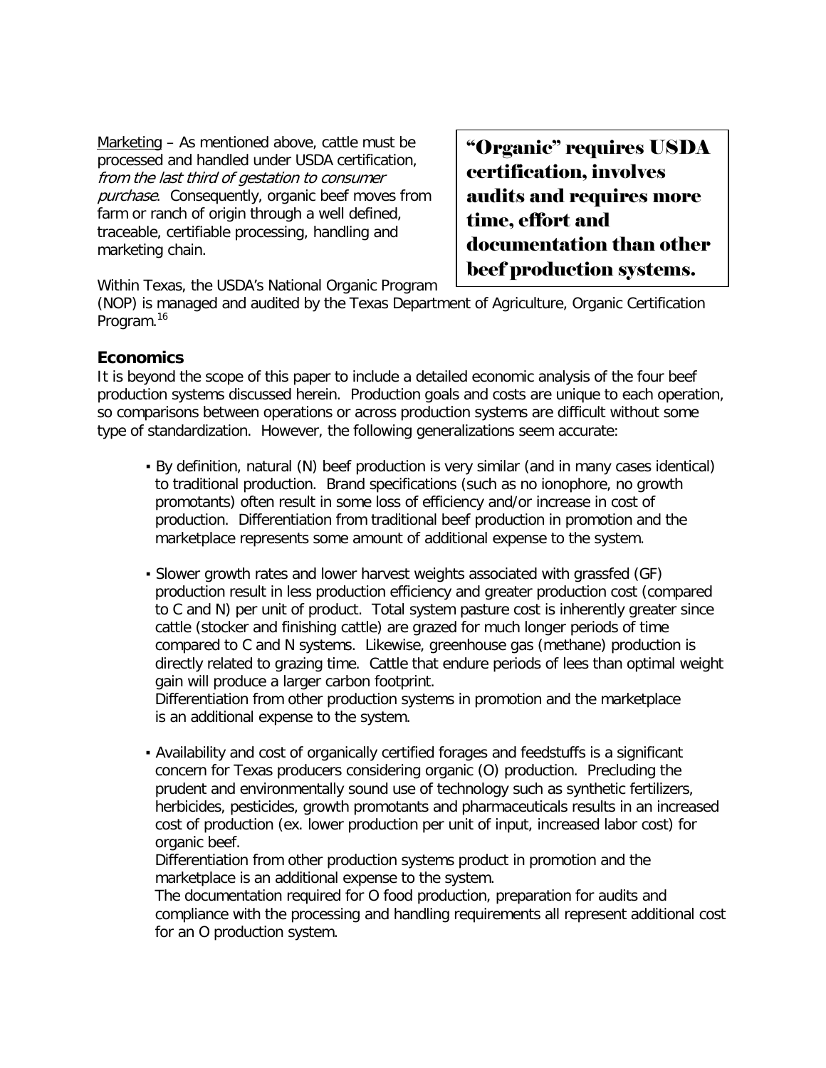Marketing – As mentioned above, cattle must be processed and handled under USDA certification, *from the last third of gestation to consumer purchase*. Consequently, organic beef moves from farm or ranch of origin through a well defined, traceable, certifiable processing, handling and marketing chain.

> **"Organic" requires USDA certification, involves audits and requires more time, effort and documentation than other beef production systems.**

Within Texas, the USDA's National Organic Program (NOP) is managed and audited by the Texas Department of Agriculture, Organic Certification Program.[16]

## Economics

It is beyond the scope of this paper to include a detailed economic analysis of the four beef production systems discussed herein. Production goals and costs are unique to each operation, so comparisons between operations or across production systems are difficult without some type of standardization. However, the following generalizations seem accurate:

- By definition, natural (N) beef production is very similar (and in many cases identical) to traditional production. Brand specifications (such as no ionophore, no growth promotants) often result in some loss of efficiency and/or increase in cost of production. Differentiation from traditional beef production in promotion and the marketplace represents some amount of additional expense to the system.

- Slower growth rates and lower harvest weights associated with grassfed (GF) production result in less production efficiency and greater production cost (compared to C and N) per unit of product. Total system pasture cost is inherently greater since cattle (stocker and finishing cattle) are grazed for much longer periods of time compared to C and N systems. Likewise, greenhouse gas (methane) production is directly related to grazing time. Cattle that endure periods of lees than optimal weight gain will produce a larger carbon footprint.
  Differentiation from other production systems in promotion and the marketplace is an additional expense to the system.

- Availability and cost of organically certified forages and feedstuffs is a significant concern for Texas producers considering organic (O) production. Precluding the prudent and environmentally sound use of technology such as synthetic fertilizers, herbicides, pesticides, growth promotants and pharmaceuticals results in an increased cost of production (ex. lower production per unit of input, increased labor cost) for organic beef.
  Differentiation from other production systems product in promotion and the marketplace is an additional expense to the system.
  The documentation required for O food production, preparation for audits and compliance with the processing and handling requirements all represent additional cost for an O production system.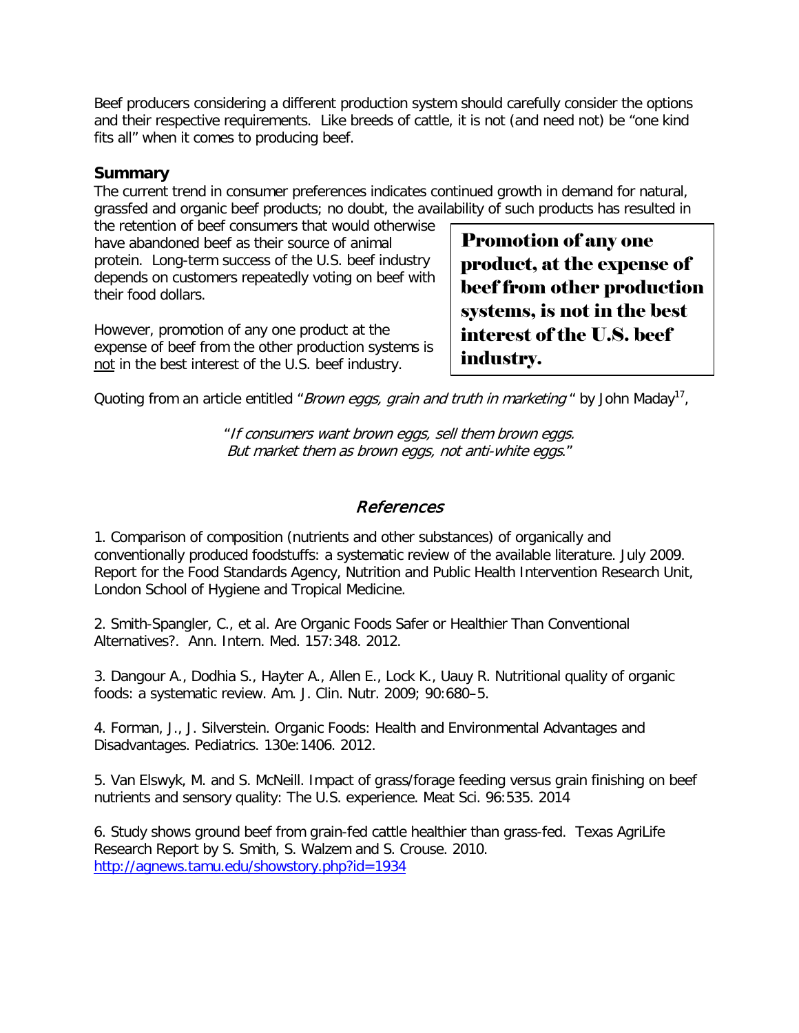Beef producers considering a different production system should carefully consider the options and their respective requirements. Like breeds of cattle, it is not (and need not) be "one kind fits all" when it comes to producing beef.

### Summary

The current trend in consumer preferences indicates continued growth in demand for natural, grassfed and organic beef products; no doubt, the availability of such products has resulted in the retention of beef consumers that would otherwise have abandoned beef as their source of animal protein. Long-term success of the U.S. beef industry depends on customers repeatedly voting on beef with their food dollars.

However, promotion of any one product at the expense of beef from the other production systems is not in the best interest of the U.S. beef industry.

> **Promotion of any one product, at the expense of beef from other production systems, is not in the best interest of the U.S. beef industry.**

Quoting from an article entitled "*Brown eggs, grain and truth in marketing*" by John Maday[17],

> "*If consumers want brown eggs, sell them brown eggs. But market them as brown eggs, not anti-white eggs*."

## *References*

1. Comparison of composition (nutrients and other substances) of organically and conventionally produced foodstuffs: a systematic review of the available literature. July 2009. Report for the Food Standards Agency, Nutrition and Public Health Intervention Research Unit, London School of Hygiene and Tropical Medicine.

2. Smith-Spangler, C., et al. Are Organic Foods Safer or Healthier Than Conventional Alternatives?. Ann. Intern. Med. 157:348. 2012.

3. Dangour A., Dodhia S., Hayter A., Allen E., Lock K., Uauy R. Nutritional quality of organic foods: a systematic review. Am. J. Clin. Nutr. 2009; 90:680–5.

4. Forman, J., J. Silverstein. Organic Foods: Health and Environmental Advantages and Disadvantages. Pediatrics. 130e:1406. 2012.

5. Van Elswyk, M. and S. McNeill. Impact of grass/forage feeding versus grain finishing on beef nutrients and sensory quality: The U.S. experience. Meat Sci. 96:535. 2014

6. Study shows ground beef from grain-fed cattle healthier than grass-fed. Texas AgriLife Research Report by S. Smith, S. Walzem and S. Crouse. 2010. http://agnews.tamu.edu/showstory.php?id=1934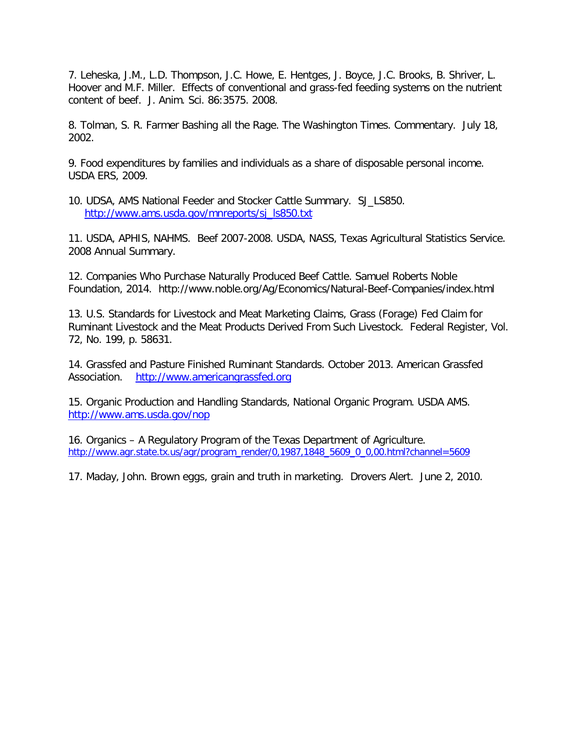7. Leheska, J.M., L.D. Thompson, J.C. Howe, E. Hentges, J. Boyce, J.C. Brooks, B. Shriver, L. Hoover and M.F. Miller. Effects of conventional and grass-fed feeding systems on the nutrient content of beef. J. Anim. Sci. 86:3575. 2008.

8. Tolman, S. R. Farmer Bashing all the Rage. The Washington Times. Commentary. July 18, 2002.

9. Food expenditures by families and individuals as a share of disposable personal income. USDA ERS, 2009.

10. UDSA, AMS National Feeder and Stocker Cattle Summary. SJ_LS850.
http://www.ams.usda.gov/mnreports/sj_ls850.txt

11. USDA, APHIS, NAHMS. Beef 2007-2008. USDA, NASS, Texas Agricultural Statistics Service. 2008 Annual Summary.

12. Companies Who Purchase Naturally Produced Beef Cattle. Samuel Roberts Noble Foundation, 2014. http://www.noble.org/Ag/Economics/Natural-Beef-Companies/index.html

13. U.S. Standards for Livestock and Meat Marketing Claims, Grass (Forage) Fed Claim for Ruminant Livestock and the Meat Products Derived From Such Livestock. Federal Register, Vol. 72, No. 199, p. 58631.

14. Grassfed and Pasture Finished Ruminant Standards. October 2013. American Grassfed Association. http://www.americangrassfed.org

15. Organic Production and Handling Standards, National Organic Program. USDA AMS. http://www.ams.usda.gov/nop

16. Organics – A Regulatory Program of the Texas Department of Agriculture. http://www.agr.state.tx.us/agr/program_render/0,1987,1848_5609_0_0,00.html?channel=5609

17. Maday, John. Brown eggs, grain and truth in marketing. Drovers Alert. June 2, 2010.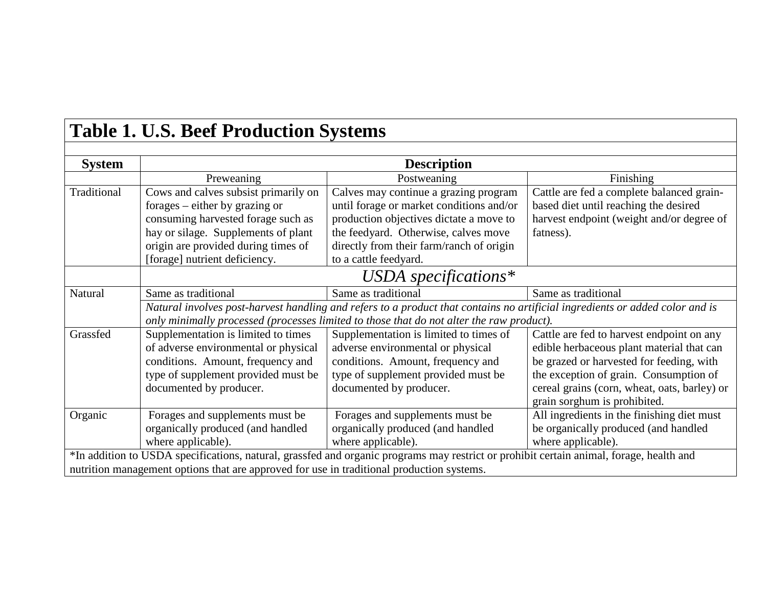## Table 1. U.S. Beef Production Systems

| System | Description | | |
|---|---|---|---|
| | Preweaning | Postweaning | Finishing |
| Traditional | Cows and calves subsist primarily on forages – either by grazing or consuming harvested forage such as hay or silage. Supplements of plant origin are provided during times of [forage] nutrient deficiency. | Calves may continue a grazing program until forage or market conditions and/or production objectives dictate a move to the feedyard. Otherwise, calves move directly from their farm/ranch of origin to a cattle feedyard. | Cattle are fed a complete balanced grain-based diet until reaching the desired harvest endpoint (weight and/or degree of fatness). |
| | *USDA specifications\** | | |
| Natural | Same as traditional | Same as traditional | Same as traditional |
| | *Natural involves post-harvest handling and refers to a product that contains no artificial ingredients or added color and is only minimally processed (processes limited to those that do not alter the raw product).* | | |
| Grassfed | Supplementation is limited to times of adverse environmental or physical conditions. Amount, frequency and type of supplement provided must be documented by producer. | Supplementation is limited to times of adverse environmental or physical conditions. Amount, frequency and type of supplement provided must be documented by producer. | Cattle are fed to harvest endpoint on any edible herbaceous plant material that can be grazed or harvested for feeding, with the exception of grain. Consumption of cereal grains (corn, wheat, oats, barley) or grain sorghum is prohibited. |
| Organic | Forages and supplements must be organically produced (and handled where applicable). | Forages and supplements must be organically produced (and handled where applicable). | All ingredients in the finishing diet must be organically produced (and handled where applicable). |

*In addition to USDA specifications, natural, grassfed and organic programs may restrict or prohibit certain animal, forage, health and nutrition management options that are approved for use in traditional production systems.